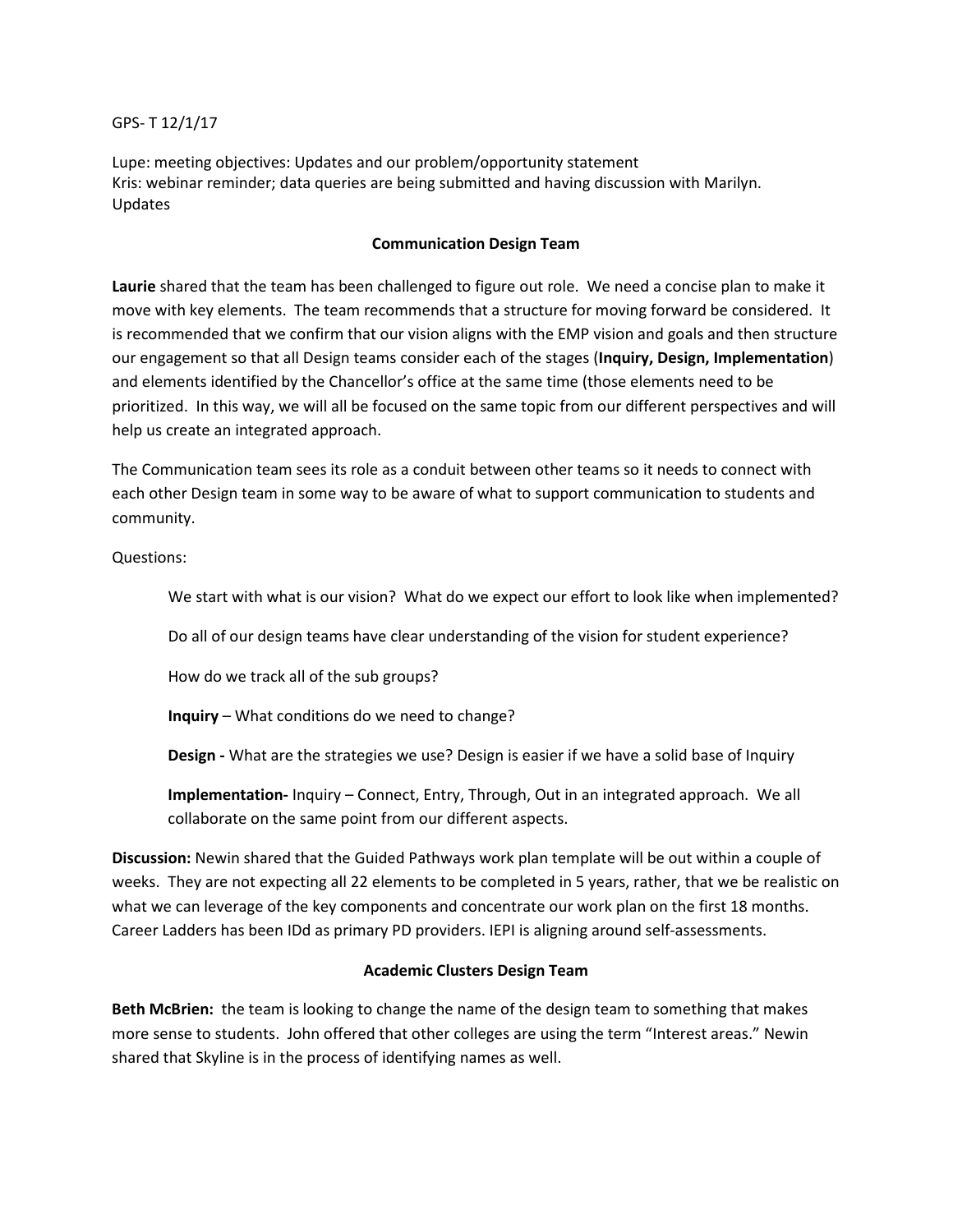GPS- T 12/1/17

Lupe: meeting objectives: Updates and our problem/opportunity statement
Kris: webinar reminder; data queries are being submitted and having discussion with Marilyn.
Updates

### Communication Design Team

**Laurie** shared that the team has been challenged to figure out role. We need a concise plan to make it move with key elements. The team recommends that a structure for moving forward be considered. It is recommended that we confirm that our vision aligns with the EMP vision and goals and then structure our engagement so that all Design teams consider each of the stages (**Inquiry, Design, Implementation**) and elements identified by the Chancellor's office at the same time (those elements need to be prioritized. In this way, we will all be focused on the same topic from our different perspectives and will help us create an integrated approach.

The Communication team sees its role as a conduit between other teams so it needs to connect with each other Design team in some way to be aware of what to support communication to students and community.

Questions:

We start with what is our vision? What do we expect our effort to look like when implemented?

Do all of our design teams have clear understanding of the vision for student experience?

How do we track all of the sub groups?

**Inquiry** – What conditions do we need to change?

**Design -** What are the strategies we use? Design is easier if we have a solid base of Inquiry

**Implementation-** Inquiry – Connect, Entry, Through, Out in an integrated approach. We all collaborate on the same point from our different aspects.

**Discussion:** Newin shared that the Guided Pathways work plan template will be out within a couple of weeks. They are not expecting all 22 elements to be completed in 5 years, rather, that we be realistic on what we can leverage of the key components and concentrate our work plan on the first 18 months. Career Ladders has been IDd as primary PD providers. IEPI is aligning around self-assessments.

### Academic Clusters Design Team

**Beth McBrien:** the team is looking to change the name of the design team to something that makes more sense to students. John offered that other colleges are using the term "Interest areas." Newin shared that Skyline is in the process of identifying names as well.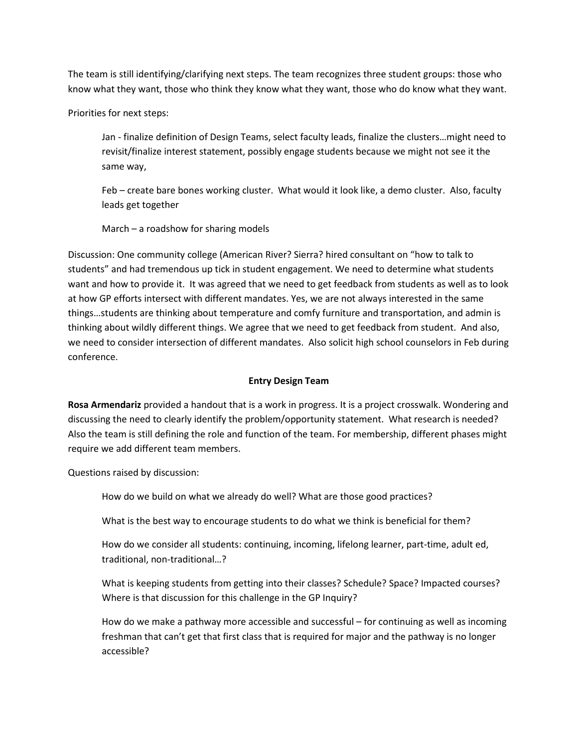The team is still identifying/clarifying next steps. The team recognizes three student groups: those who know what they want, those who think they know what they want, those who do know what they want.

Priorities for next steps:

> Jan - finalize definition of Design Teams, select faculty leads, finalize the clusters…might need to revisit/finalize interest statement, possibly engage students because we might not see it the same way,
>
> Feb – create bare bones working cluster. What would it look like, a demo cluster. Also, faculty leads get together
>
> March – a roadshow for sharing models

Discussion: One community college (American River? Sierra? hired consultant on "how to talk to students" and had tremendous up tick in student engagement. We need to determine what students want and how to provide it. It was agreed that we need to get feedback from students as well as to look at how GP efforts intersect with different mandates. Yes, we are not always interested in the same things…students are thinking about temperature and comfy furniture and transportation, and admin is thinking about wildly different things. We agree that we need to get feedback from student. And also, we need to consider intersection of different mandates. Also solicit high school counselors in Feb during conference.

### Entry Design Team

**Rosa Armendariz** provided a handout that is a work in progress. It is a project crosswalk. Wondering and discussing the need to clearly identify the problem/opportunity statement. What research is needed? Also the team is still defining the role and function of the team. For membership, different phases might require we add different team members.

Questions raised by discussion:

> How do we build on what we already do well? What are those good practices?
>
> What is the best way to encourage students to do what we think is beneficial for them?
>
> How do we consider all students: continuing, incoming, lifelong learner, part-time, adult ed, traditional, non-traditional…?
>
> What is keeping students from getting into their classes? Schedule? Space? Impacted courses? Where is that discussion for this challenge in the GP Inquiry?
>
> How do we make a pathway more accessible and successful – for continuing as well as incoming freshman that can't get that first class that is required for major and the pathway is no longer accessible?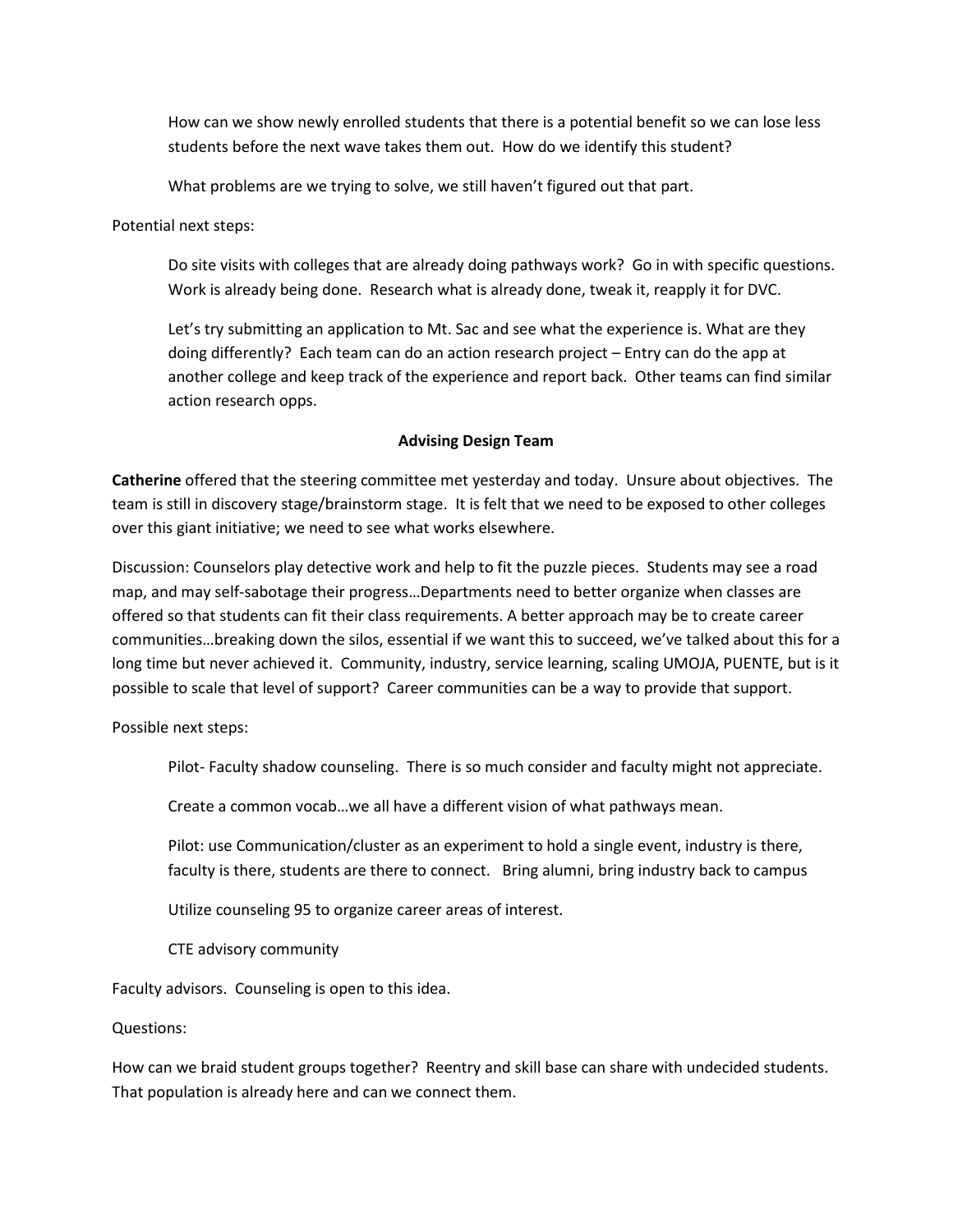How can we show newly enrolled students that there is a potential benefit so we can lose less students before the next wave takes them out. How do we identify this student?

What problems are we trying to solve, we still haven't figured out that part.

Potential next steps:

Do site visits with colleges that are already doing pathways work? Go in with specific questions. Work is already being done. Research what is already done, tweak it, reapply it for DVC.

Let's try submitting an application to Mt. Sac and see what the experience is. What are they doing differently? Each team can do an action research project – Entry can do the app at another college and keep track of the experience and report back. Other teams can find similar action research opps.

**Advising Design Team**

**Catherine** offered that the steering committee met yesterday and today. Unsure about objectives. The team is still in discovery stage/brainstorm stage. It is felt that we need to be exposed to other colleges over this giant initiative; we need to see what works elsewhere.

Discussion: Counselors play detective work and help to fit the puzzle pieces. Students may see a road map, and may self-sabotage their progress…Departments need to better organize when classes are offered so that students can fit their class requirements. A better approach may be to create career communities…breaking down the silos, essential if we want this to succeed, we've talked about this for a long time but never achieved it. Community, industry, service learning, scaling UMOJA, PUENTE, but is it possible to scale that level of support? Career communities can be a way to provide that support.

Possible next steps:

Pilot- Faculty shadow counseling. There is so much consider and faculty might not appreciate.

Create a common vocab…we all have a different vision of what pathways mean.

Pilot: use Communication/cluster as an experiment to hold a single event, industry is there, faculty is there, students are there to connect. Bring alumni, bring industry back to campus

Utilize counseling 95 to organize career areas of interest.

CTE advisory community

Faculty advisors. Counseling is open to this idea.

Questions:

How can we braid student groups together? Reentry and skill base can share with undecided students. That population is already here and can we connect them.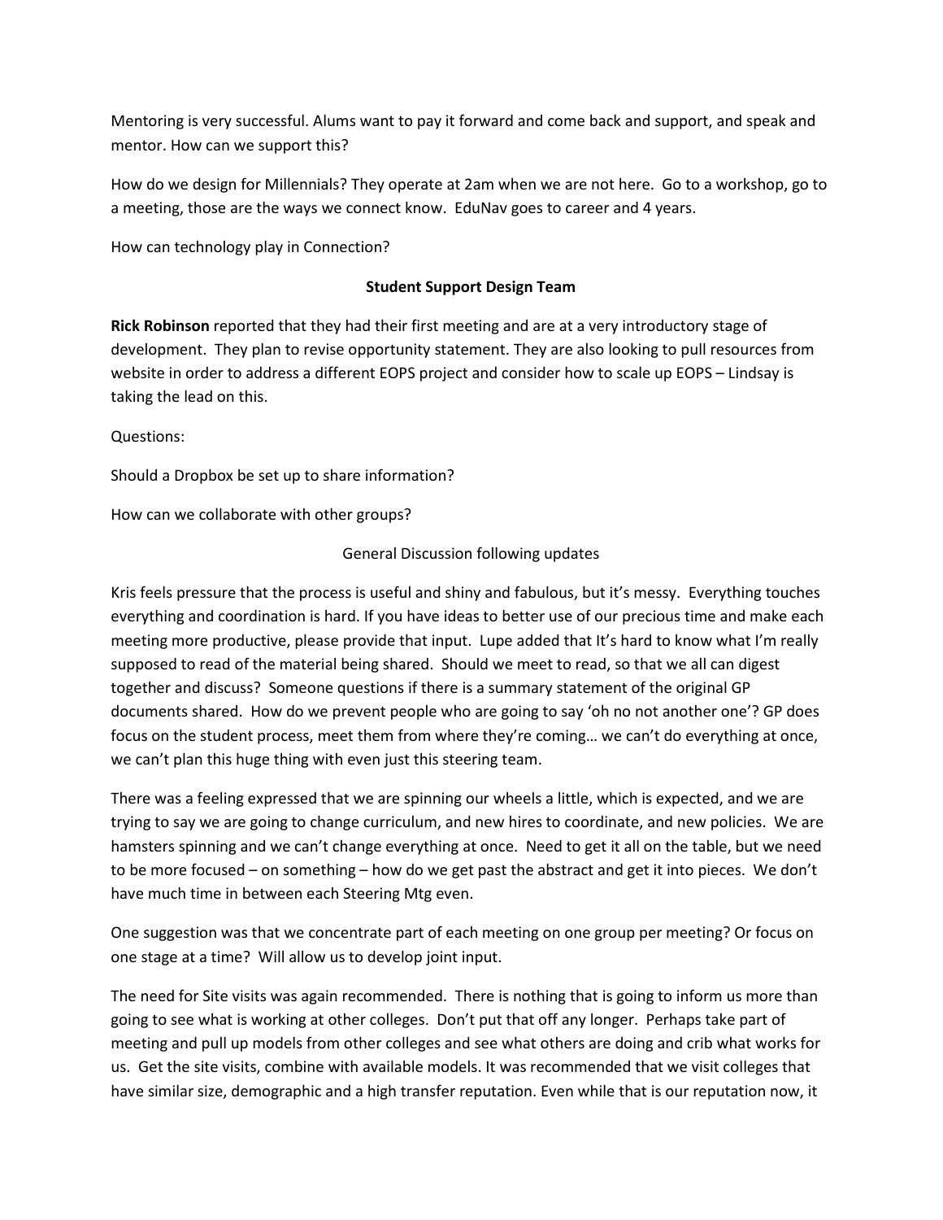Mentoring is very successful. Alums want to pay it forward and come back and support, and speak and mentor. How can we support this?

How do we design for Millennials? They operate at 2am when we are not here. Go to a workshop, go to a meeting, those are the ways we connect know. EduNav goes to career and 4 years.

How can technology play in Connection?

**Student Support Design Team**

**Rick Robinson** reported that they had their first meeting and are at a very introductory stage of development. They plan to revise opportunity statement. They are also looking to pull resources from website in order to address a different EOPS project and consider how to scale up EOPS – Lindsay is taking the lead on this.

Questions:

Should a Dropbox be set up to share information?

How can we collaborate with other groups?

General Discussion following updates

Kris feels pressure that the process is useful and shiny and fabulous, but it's messy. Everything touches everything and coordination is hard. If you have ideas to better use of our precious time and make each meeting more productive, please provide that input. Lupe added that It's hard to know what I'm really supposed to read of the material being shared. Should we meet to read, so that we all can digest together and discuss? Someone questions if there is a summary statement of the original GP documents shared. How do we prevent people who are going to say 'oh no not another one'? GP does focus on the student process, meet them from where they're coming… we can't do everything at once, we can't plan this huge thing with even just this steering team.

There was a feeling expressed that we are spinning our wheels a little, which is expected, and we are trying to say we are going to change curriculum, and new hires to coordinate, and new policies. We are hamsters spinning and we can't change everything at once. Need to get it all on the table, but we need to be more focused – on something – how do we get past the abstract and get it into pieces. We don't have much time in between each Steering Mtg even.

One suggestion was that we concentrate part of each meeting on one group per meeting? Or focus on one stage at a time? Will allow us to develop joint input.

The need for Site visits was again recommended. There is nothing that is going to inform us more than going to see what is working at other colleges. Don't put that off any longer. Perhaps take part of meeting and pull up models from other colleges and see what others are doing and crib what works for us. Get the site visits, combine with available models. It was recommended that we visit colleges that have similar size, demographic and a high transfer reputation. Even while that is our reputation now, it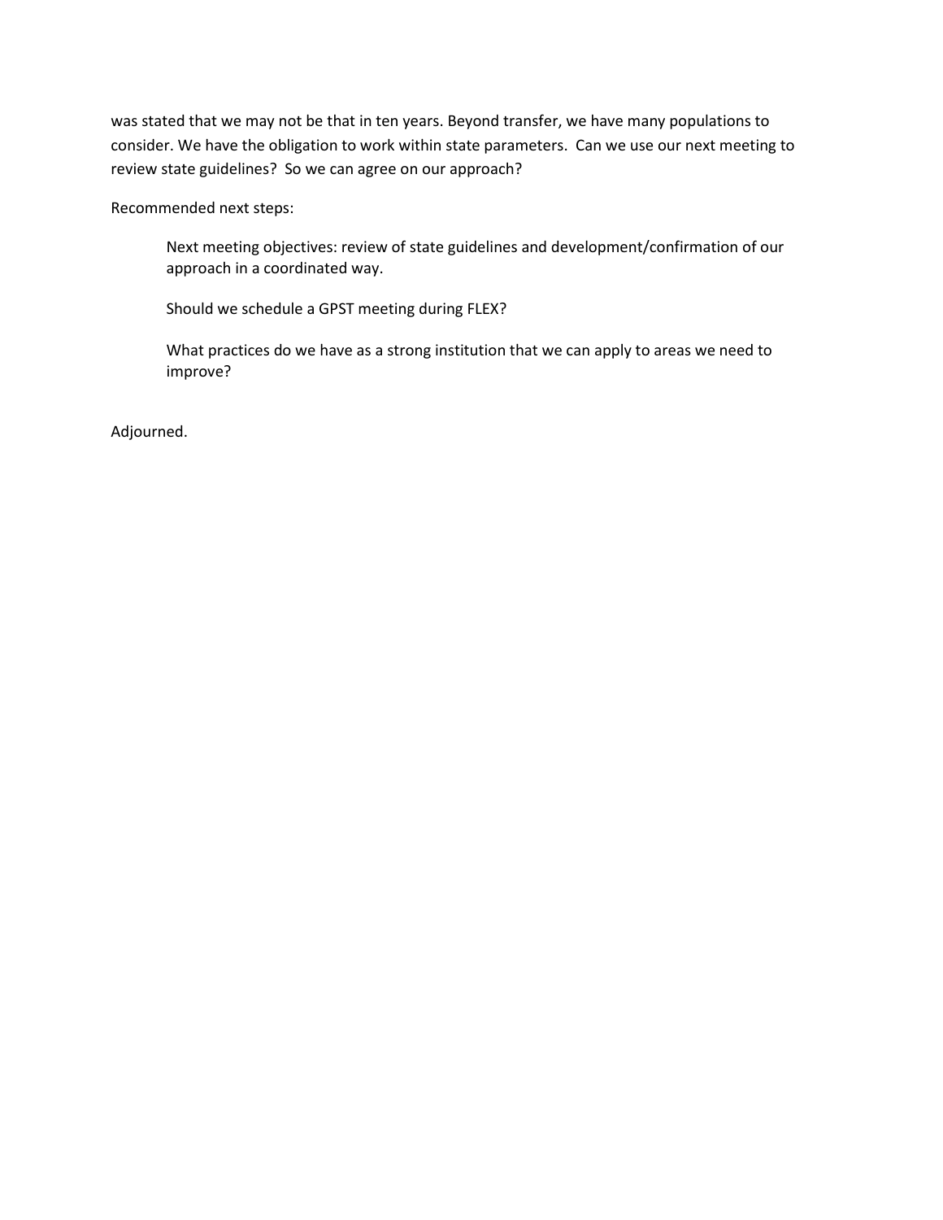was stated that we may not be that in ten years. Beyond transfer, we have many populations to consider. We have the obligation to work within state parameters. Can we use our next meeting to review state guidelines? So we can agree on our approach?

Recommended next steps:

> Next meeting objectives: review of state guidelines and development/confirmation of our approach in a coordinated way.
>
> Should we schedule a GPST meeting during FLEX?
>
> What practices do we have as a strong institution that we can apply to areas we need to improve?

Adjourned.